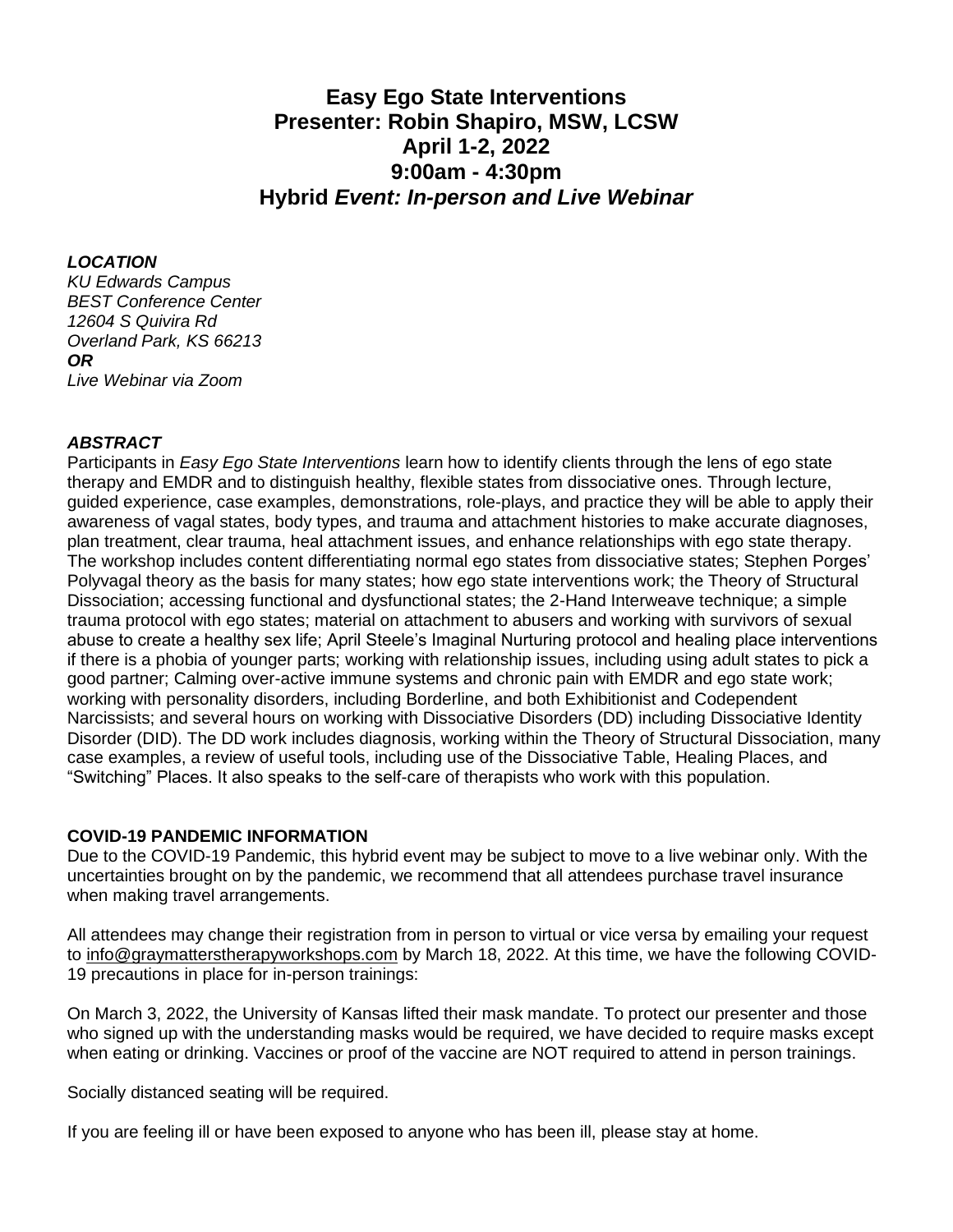# Easy Ego State Interventions
# Presenter: Robin Shapiro, MSW, LCSW
# April 1-2, 2022
# 9:00am - 4:30pm
# Hybrid *Event: In-person and Live Webinar*

***LOCATION***

*KU Edwards Campus*
*BEST Conference Center*
*12604 S Quivira Rd*
*Overland Park, KS 66213*
***OR***
*Live Webinar via Zoom*

***ABSTRACT***

Participants in *Easy Ego State Interventions* learn how to identify clients through the lens of ego state therapy and EMDR and to distinguish healthy, flexible states from dissociative ones. Through lecture, guided experience, case examples, demonstrations, role-plays, and practice they will be able to apply their awareness of vagal states, body types, and trauma and attachment histories to make accurate diagnoses, plan treatment, clear trauma, heal attachment issues, and enhance relationships with ego state therapy. The workshop includes content differentiating normal ego states from dissociative states; Stephen Porges' Polyvagal theory as the basis for many states; how ego state interventions work; the Theory of Structural Dissociation; accessing functional and dysfunctional states; the 2-Hand Interweave technique; a simple trauma protocol with ego states; material on attachment to abusers and working with survivors of sexual abuse to create a healthy sex life; April Steele's Imaginal Nurturing protocol and healing place interventions if there is a phobia of younger parts; working with relationship issues, including using adult states to pick a good partner; Calming over-active immune systems and chronic pain with EMDR and ego state work; working with personality disorders, including Borderline, and both Exhibitionist and Codependent Narcissists; and several hours on working with Dissociative Disorders (DD) including Dissociative Identity Disorder (DID). The DD work includes diagnosis, working within the Theory of Structural Dissociation, many case examples, a review of useful tools, including use of the Dissociative Table, Healing Places, and "Switching" Places. It also speaks to the self-care of therapists who work with this population.

**COVID-19 PANDEMIC INFORMATION**

Due to the COVID-19 Pandemic, this hybrid event may be subject to move to a live webinar only. With the uncertainties brought on by the pandemic, we recommend that all attendees purchase travel insurance when making travel arrangements.

All attendees may change their registration from in person to virtual or vice versa by emailing your request to info@graymatterstherapyworkshops.com by March 18, 2022. At this time, we have the following COVID-19 precautions in place for in-person trainings:

On March 3, 2022, the University of Kansas lifted their mask mandate. To protect our presenter and those who signed up with the understanding masks would be required, we have decided to require masks except when eating or drinking. Vaccines or proof of the vaccine are NOT required to attend in person trainings.

Socially distanced seating will be required.

If you are feeling ill or have been exposed to anyone who has been ill, please stay at home.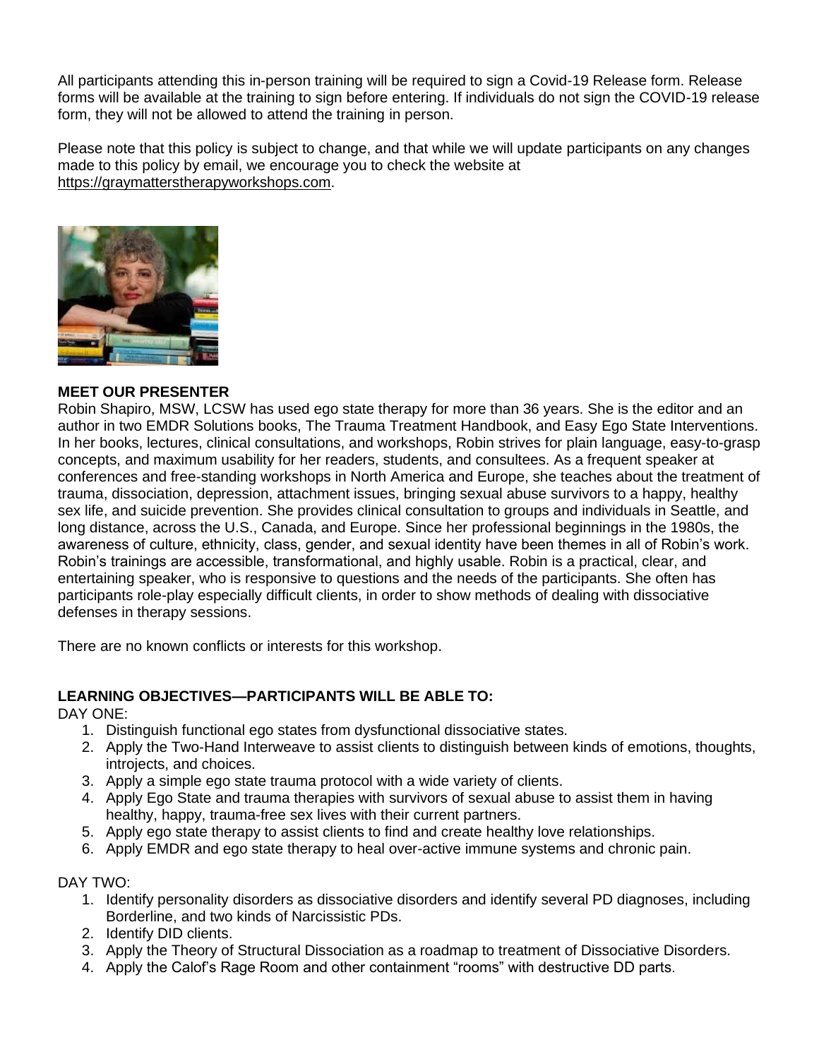All participants attending this in-person training will be required to sign a Covid-19 Release form. Release forms will be available at the training to sign before entering. If individuals do not sign the COVID-19 release form, they will not be allowed to attend the training in person.

Please note that this policy is subject to change, and that while we will update participants on any changes made to this policy by email, we encourage you to check the website at https://graymatterstherapyworkshops.com.

**MEET OUR PRESENTER**

Robin Shapiro, MSW, LCSW has used ego state therapy for more than 36 years. She is the editor and an author in two EMDR Solutions books, The Trauma Treatment Handbook, and Easy Ego State Interventions. In her books, lectures, clinical consultations, and workshops, Robin strives for plain language, easy-to-grasp concepts, and maximum usability for her readers, students, and consultees. As a frequent speaker at conferences and free-standing workshops in North America and Europe, she teaches about the treatment of trauma, dissociation, depression, attachment issues, bringing sexual abuse survivors to a happy, healthy sex life, and suicide prevention. She provides clinical consultation to groups and individuals in Seattle, and long distance, across the U.S., Canada, and Europe. Since her professional beginnings in the 1980s, the awareness of culture, ethnicity, class, gender, and sexual identity have been themes in all of Robin's work. Robin's trainings are accessible, transformational, and highly usable. Robin is a practical, clear, and entertaining speaker, who is responsive to questions and the needs of the participants. She often has participants role-play especially difficult clients, in order to show methods of dealing with dissociative defenses in therapy sessions.

There are no known conflicts or interests for this workshop.

**LEARNING OBJECTIVES—PARTICIPANTS WILL BE ABLE TO:**

DAY ONE:

1. Distinguish functional ego states from dysfunctional dissociative states.
2. Apply the Two-Hand Interweave to assist clients to distinguish between kinds of emotions, thoughts, introjects, and choices.
3. Apply a simple ego state trauma protocol with a wide variety of clients.
4. Apply Ego State and trauma therapies with survivors of sexual abuse to assist them in having healthy, happy, trauma-free sex lives with their current partners.
5. Apply ego state therapy to assist clients to find and create healthy love relationships.
6. Apply EMDR and ego state therapy to heal over-active immune systems and chronic pain.

DAY TWO:

1. Identify personality disorders as dissociative disorders and identify several PD diagnoses, including Borderline, and two kinds of Narcissistic PDs.
2. Identify DID clients.
3. Apply the Theory of Structural Dissociation as a roadmap to treatment of Dissociative Disorders.
4. Apply the Calof's Rage Room and other containment "rooms" with destructive DD parts.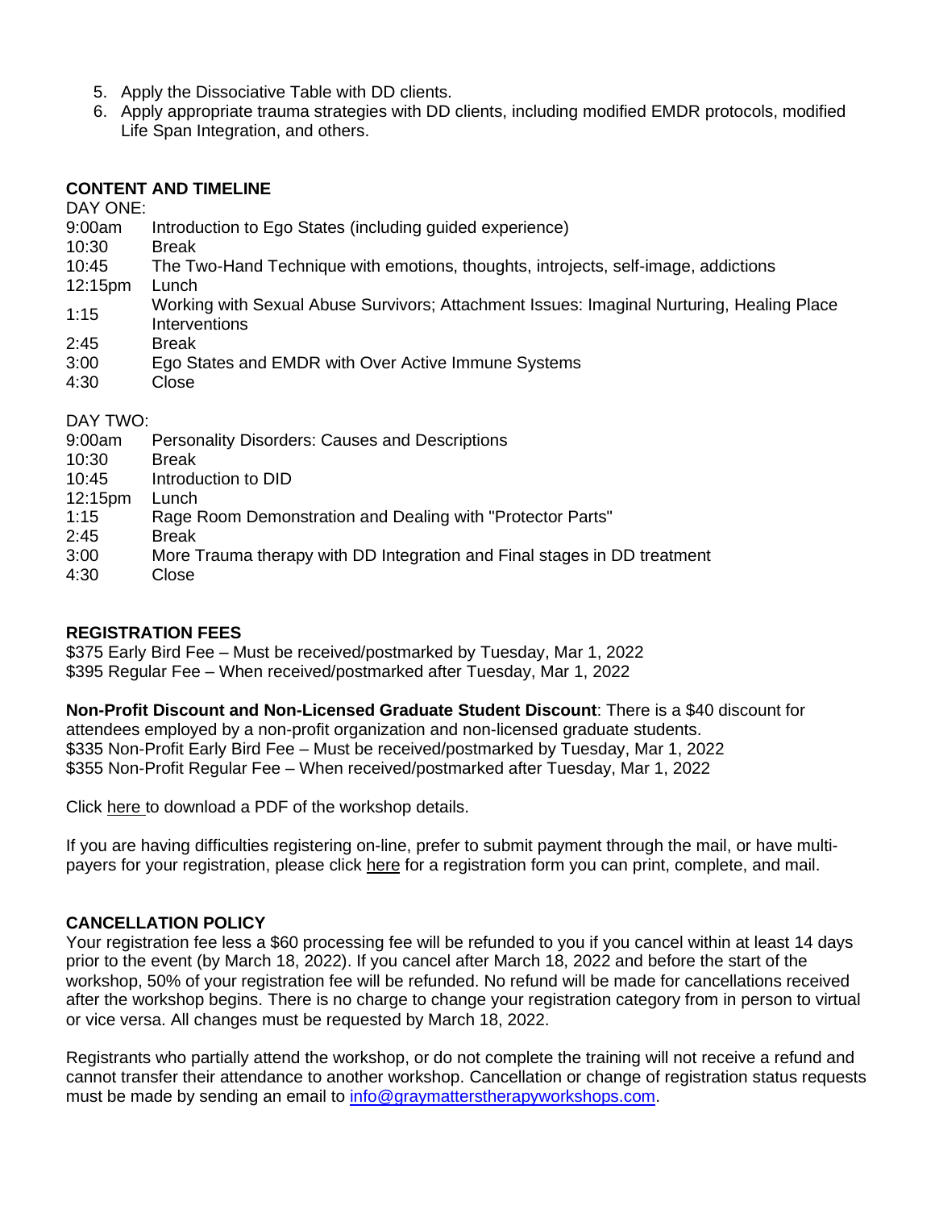5. Apply the Dissociative Table with DD clients.
6. Apply appropriate trauma strategies with DD clients, including modified EMDR protocols, modified Life Span Integration, and others.

**CONTENT AND TIMELINE**

DAY ONE:

| | |
|---|---|
| 9:00am | Introduction to Ego States (including guided experience) |
| 10:30 | Break |
| 10:45 | The Two-Hand Technique with emotions, thoughts, introjects, self-image, addictions |
| 12:15pm | Lunch |
| 1:15 | Working with Sexual Abuse Survivors; Attachment Issues: Imaginal Nurturing, Healing Place Interventions |
| 2:45 | Break |
| 3:00 | Ego States and EMDR with Over Active Immune Systems |
| 4:30 | Close |

DAY TWO:

| | |
|---|---|
| 9:00am | Personality Disorders: Causes and Descriptions |
| 10:30 | Break |
| 10:45 | Introduction to DID |
| 12:15pm | Lunch |
| 1:15 | Rage Room Demonstration and Dealing with "Protector Parts" |
| 2:45 | Break |
| 3:00 | More Trauma therapy with DD Integration and Final stages in DD treatment |
| 4:30 | Close |

**REGISTRATION FEES**

$375 Early Bird Fee – Must be received/postmarked by Tuesday, Mar 1, 2022
$395 Regular Fee – When received/postmarked after Tuesday, Mar 1, 2022

**Non-Profit Discount and Non-Licensed Graduate Student Discount**: There is a $40 discount for attendees employed by a non-profit organization and non-licensed graduate students.
$335 Non-Profit Early Bird Fee – Must be received/postmarked by Tuesday, Mar 1, 2022
$355 Non-Profit Regular Fee – When received/postmarked after Tuesday, Mar 1, 2022

Click here to download a PDF of the workshop details.

If you are having difficulties registering on-line, prefer to submit payment through the mail, or have multi-payers for your registration, please click here for a registration form you can print, complete, and mail.

**CANCELLATION POLICY**

Your registration fee less a $60 processing fee will be refunded to you if you cancel within at least 14 days prior to the event (by March 18, 2022). If you cancel after March 18, 2022 and before the start of the workshop, 50% of your registration fee will be refunded. No refund will be made for cancellations received after the workshop begins. There is no charge to change your registration category from in person to virtual or vice versa. All changes must be requested by March 18, 2022.

Registrants who partially attend the workshop, or do not complete the training will not receive a refund and cannot transfer their attendance to another workshop. Cancellation or change of registration status requests must be made by sending an email to info@graymatterstherapyworkshops.com.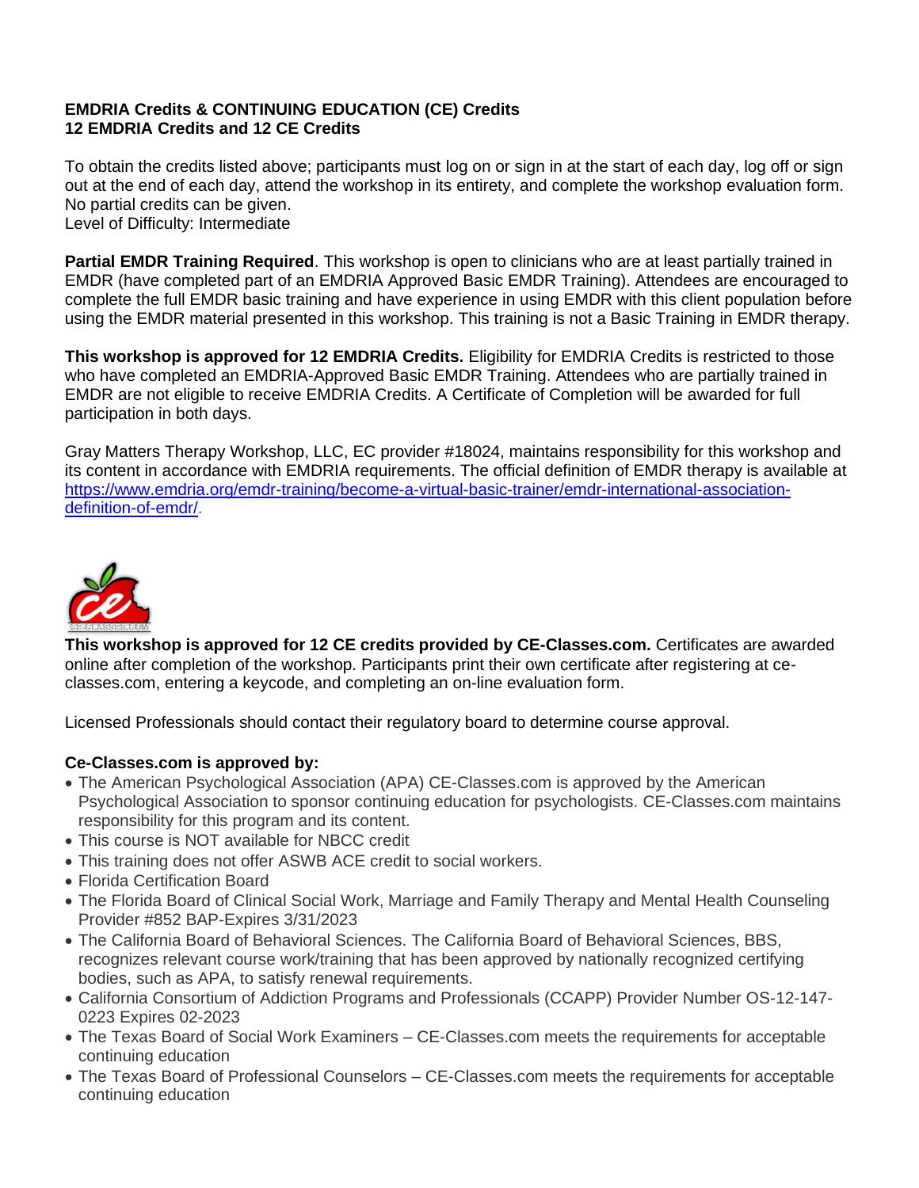**EMDRIA Credits & CONTINUING EDUCATION (CE) Credits**
**12 EMDRIA Credits and 12 CE Credits**

To obtain the credits listed above; participants must log on or sign in at the start of each day, log off or sign out at the end of each day, attend the workshop in its entirety, and complete the workshop evaluation form. No partial credits can be given.
Level of Difficulty: Intermediate

**Partial EMDR Training Required**. This workshop is open to clinicians who are at least partially trained in EMDR (have completed part of an EMDRIA Approved Basic EMDR Training). Attendees are encouraged to complete the full EMDR basic training and have experience in using EMDR with this client population before using the EMDR material presented in this workshop. This training is not a Basic Training in EMDR therapy.

**This workshop is approved for 12 EMDRIA Credits.** Eligibility for EMDRIA Credits is restricted to those who have completed an EMDRIA-Approved Basic EMDR Training. Attendees who are partially trained in EMDR are not eligible to receive EMDRIA Credits. A Certificate of Completion will be awarded for full participation in both days.

Gray Matters Therapy Workshop, LLC, EC provider #18024, maintains responsibility for this workshop and its content in accordance with EMDRIA requirements. The official definition of EMDR therapy is available at [https://www.emdria.org/emdr-training/become-a-virtual-basic-trainer/emdr-international-association-definition-of-emdr/](https://www.emdria.org/emdr-training/become-a-virtual-basic-trainer/emdr-international-association-definition-of-emdr/).

**This workshop is approved for 12 CE credits provided by CE-Classes.com.** Certificates are awarded online after completion of the workshop. Participants print their own certificate after registering at ce-classes.com, entering a keycode, and completing an on-line evaluation form.

Licensed Professionals should contact their regulatory board to determine course approval.

**Ce-Classes.com is approved by:**

- The American Psychological Association (APA) CE-Classes.com is approved by the American Psychological Association to sponsor continuing education for psychologists. CE-Classes.com maintains responsibility for this program and its content.
- This course is NOT available for NBCC credit
- This training does not offer ASWB ACE credit to social workers.
- Florida Certification Board
- The Florida Board of Clinical Social Work, Marriage and Family Therapy and Mental Health Counseling Provider #852 BAP-Expires 3/31/2023
- The California Board of Behavioral Sciences. The California Board of Behavioral Sciences, BBS, recognizes relevant course work/training that has been approved by nationally recognized certifying bodies, such as APA, to satisfy renewal requirements.
- California Consortium of Addiction Programs and Professionals (CCAPP) Provider Number OS-12-147-0223 Expires 02-2023
- The Texas Board of Social Work Examiners – CE-Classes.com meets the requirements for acceptable continuing education
- The Texas Board of Professional Counselors – CE-Classes.com meets the requirements for acceptable continuing education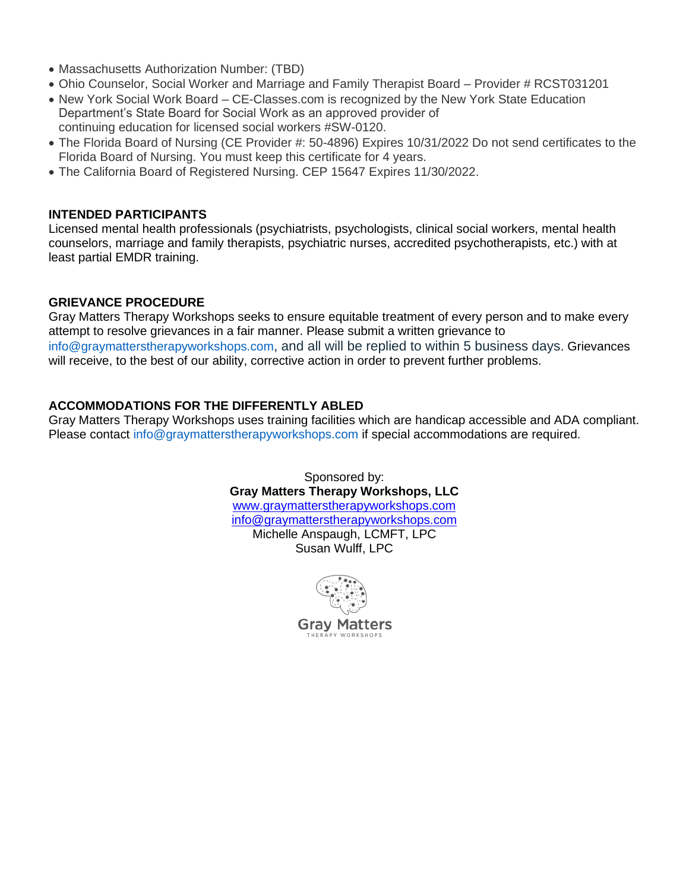- Massachusetts Authorization Number: (TBD)
- Ohio Counselor, Social Worker and Marriage and Family Therapist Board – Provider # RCST031201
- New York Social Work Board – CE-Classes.com is recognized by the New York State Education Department's State Board for Social Work as an approved provider of continuing education for licensed social workers #SW-0120.
- The Florida Board of Nursing (CE Provider #: 50-4896) Expires 10/31/2022 Do not send certificates to the Florida Board of Nursing. You must keep this certificate for 4 years.
- The California Board of Registered Nursing. CEP 15647 Expires 11/30/2022.

**INTENDED PARTICIPANTS**

Licensed mental health professionals (psychiatrists, psychologists, clinical social workers, mental health counselors, marriage and family therapists, psychiatric nurses, accredited psychotherapists, etc.) with at least partial EMDR training.

**GRIEVANCE PROCEDURE**

Gray Matters Therapy Workshops seeks to ensure equitable treatment of every person and to make every attempt to resolve grievances in a fair manner. Please submit a written grievance to info@graymatterstherapyworkshops.com, and all will be replied to within 5 business days. Grievances will receive, to the best of our ability, corrective action in order to prevent further problems.

**ACCOMMODATIONS FOR THE DIFFERENTLY ABLED**

Gray Matters Therapy Workshops uses training facilities which are handicap accessible and ADA compliant. Please contact info@graymatterstherapyworkshops.com if special accommodations are required.

Sponsored by:
**Gray Matters Therapy Workshops, LLC**
www.graymatterstherapyworkshops.com
info@graymatterstherapyworkshops.com
Michelle Anspaugh, LCMFT, LPC
Susan Wulff, LPC

Gray Matters
THERAPY WORKSHOPS